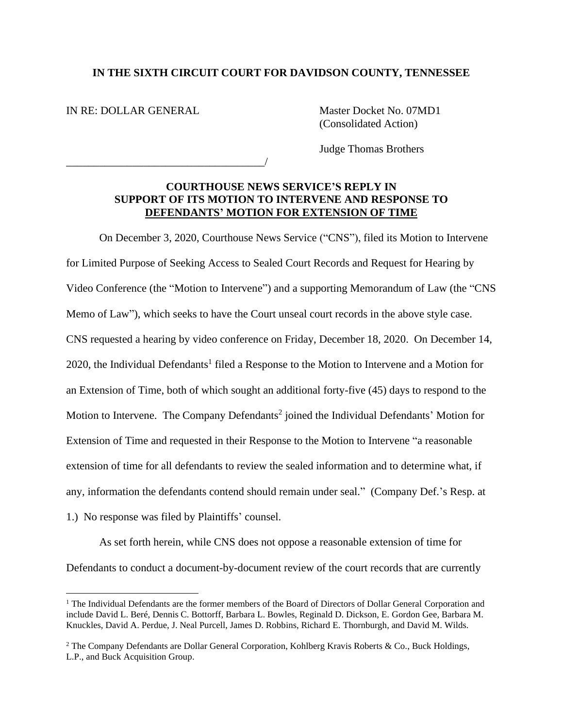**IN THE SIXTH CIRCUIT COURT FOR DAVIDSON COUNTY, TENNESSEE**

IN RE: DOLLAR GENERAL

Master Docket No. 07MD1
(Consolidated Action)

Judge Thomas Brothers

_____________________________________/

**COURTHOUSE NEWS SERVICE'S REPLY IN SUPPORT OF ITS MOTION TO INTERVENE AND RESPONSE TO DEFENDANTS' MOTION FOR EXTENSION OF TIME**

On December 3, 2020, Courthouse News Service ("CNS"), filed its Motion to Intervene for Limited Purpose of Seeking Access to Sealed Court Records and Request for Hearing by Video Conference (the "Motion to Intervene") and a supporting Memorandum of Law (the "CNS Memo of Law"), which seeks to have the Court unseal court records in the above style case. CNS requested a hearing by video conference on Friday, December 18, 2020. On December 14, 2020, the Individual Defendants[1] filed a Response to the Motion to Intervene and a Motion for an Extension of Time, both of which sought an additional forty-five (45) days to respond to the Motion to Intervene. The Company Defendants[2] joined the Individual Defendants' Motion for Extension of Time and requested in their Response to the Motion to Intervene "a reasonable extension of time for all defendants to review the sealed information and to determine what, if any, information the defendants contend should remain under seal." (Company Def.'s Resp. at 1.) No response was filed by Plaintiffs' counsel.

As set forth herein, while CNS does not oppose a reasonable extension of time for Defendants to conduct a document-by-document review of the court records that are currently

---

[1] The Individual Defendants are the former members of the Board of Directors of Dollar General Corporation and include David L. Beré, Dennis C. Bottorff, Barbara L. Bowles, Reginald D. Dickson, E. Gordon Gee, Barbara M. Knuckles, David A. Perdue, J. Neal Purcell, James D. Robbins, Richard E. Thornburgh, and David M. Wilds.

[2] The Company Defendants are Dollar General Corporation, Kohlberg Kravis Roberts & Co., Buck Holdings, L.P., and Buck Acquisition Group.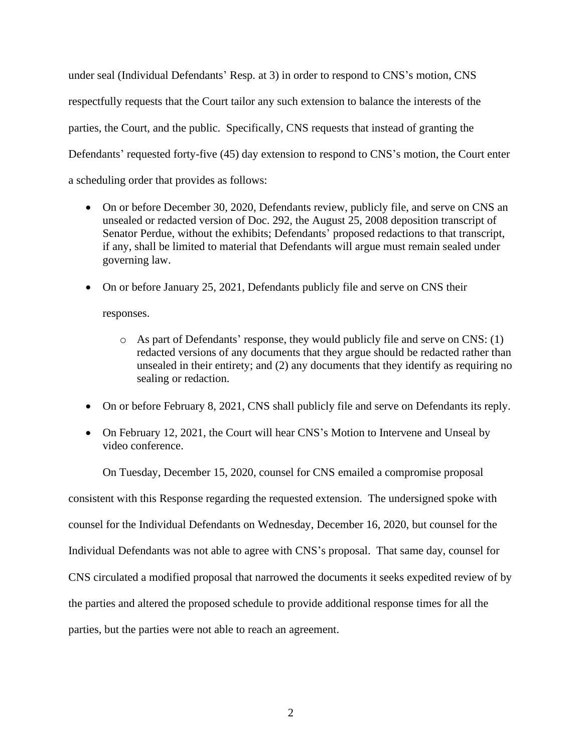under seal (Individual Defendants' Resp. at 3) in order to respond to CNS's motion, CNS respectfully requests that the Court tailor any such extension to balance the interests of the parties, the Court, and the public. Specifically, CNS requests that instead of granting the Defendants' requested forty-five (45) day extension to respond to CNS's motion, the Court enter a scheduling order that provides as follows:

- On or before December 30, 2020, Defendants review, publicly file, and serve on CNS an unsealed or redacted version of Doc. 292, the August 25, 2008 deposition transcript of Senator Perdue, without the exhibits; Defendants' proposed redactions to that transcript, if any, shall be limited to material that Defendants will argue must remain sealed under governing law.

- On or before January 25, 2021, Defendants publicly file and serve on CNS their responses.
    - As part of Defendants' response, they would publicly file and serve on CNS: (1) redacted versions of any documents that they argue should be redacted rather than unsealed in their entirety; and (2) any documents that they identify as requiring no sealing or redaction.

- On or before February 8, 2021, CNS shall publicly file and serve on Defendants its reply.

- On February 12, 2021, the Court will hear CNS's Motion to Intervene and Unseal by video conference.

On Tuesday, December 15, 2020, counsel for CNS emailed a compromise proposal consistent with this Response regarding the requested extension. The undersigned spoke with counsel for the Individual Defendants on Wednesday, December 16, 2020, but counsel for the Individual Defendants was not able to agree with CNS's proposal. That same day, counsel for CNS circulated a modified proposal that narrowed the documents it seeks expedited review of by the parties and altered the proposed schedule to provide additional response times for all the parties, but the parties were not able to reach an agreement.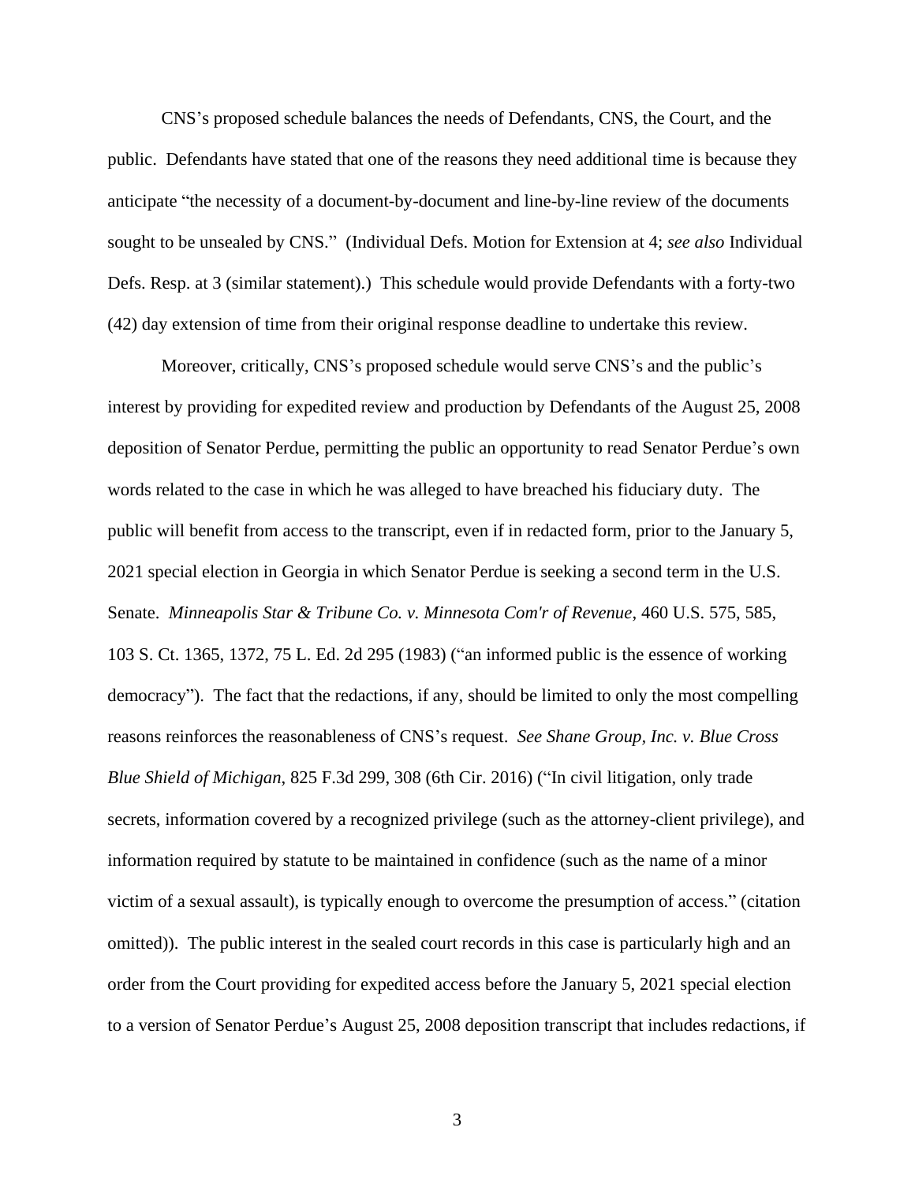CNS's proposed schedule balances the needs of Defendants, CNS, the Court, and the public. Defendants have stated that one of the reasons they need additional time is because they anticipate "the necessity of a document-by-document and line-by-line review of the documents sought to be unsealed by CNS." (Individual Defs. Motion for Extension at 4; *see also* Individual Defs. Resp. at 3 (similar statement).) This schedule would provide Defendants with a forty-two (42) day extension of time from their original response deadline to undertake this review.

Moreover, critically, CNS's proposed schedule would serve CNS's and the public's interest by providing for expedited review and production by Defendants of the August 25, 2008 deposition of Senator Perdue, permitting the public an opportunity to read Senator Perdue's own words related to the case in which he was alleged to have breached his fiduciary duty. The public will benefit from access to the transcript, even if in redacted form, prior to the January 5, 2021 special election in Georgia in which Senator Perdue is seeking a second term in the U.S. Senate. *Minneapolis Star & Tribune Co. v. Minnesota Com'r of Revenue*, 460 U.S. 575, 585, 103 S. Ct. 1365, 1372, 75 L. Ed. 2d 295 (1983) ("an informed public is the essence of working democracy"). The fact that the redactions, if any, should be limited to only the most compelling reasons reinforces the reasonableness of CNS's request. *See Shane Group, Inc. v. Blue Cross Blue Shield of Michigan*, 825 F.3d 299, 308 (6th Cir. 2016) ("In civil litigation, only trade secrets, information covered by a recognized privilege (such as the attorney-client privilege), and information required by statute to be maintained in confidence (such as the name of a minor victim of a sexual assault), is typically enough to overcome the presumption of access." (citation omitted)). The public interest in the sealed court records in this case is particularly high and an order from the Court providing for expedited access before the January 5, 2021 special election to a version of Senator Perdue's August 25, 2008 deposition transcript that includes redactions, if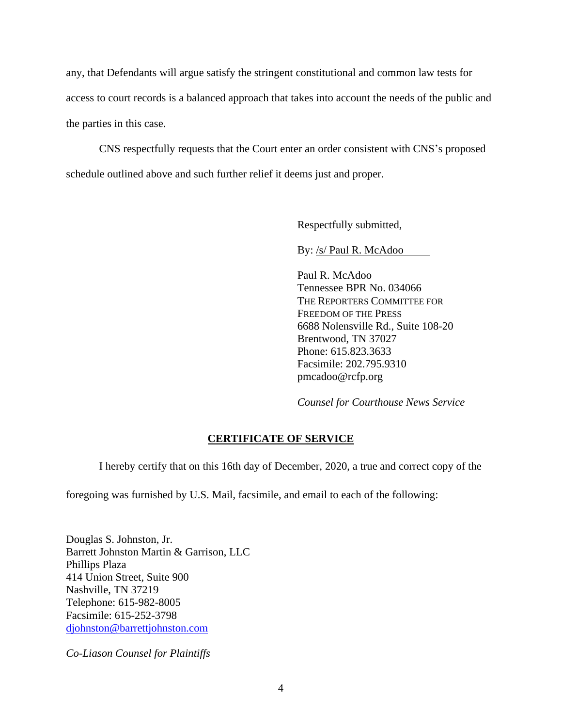any, that Defendants will argue satisfy the stringent constitutional and common law tests for access to court records is a balanced approach that takes into account the needs of the public and the parties in this case.

CNS respectfully requests that the Court enter an order consistent with CNS's proposed schedule outlined above and such further relief it deems just and proper.

Respectfully submitted,

By: /s/ Paul R. McAdoo

Paul R. McAdoo
Tennessee BPR No. 034066
THE REPORTERS COMMITTEE FOR FREEDOM OF THE PRESS
6688 Nolensville Rd., Suite 108-20
Brentwood, TN 37027
Phone: 615.823.3633
Facsimile: 202.795.9310
pmcadoo@rcfp.org

*Counsel for Courthouse News Service*

## **CERTIFICATE OF SERVICE**

I hereby certify that on this 16th day of December, 2020, a true and correct copy of the foregoing was furnished by U.S. Mail, facsimile, and email to each of the following:

Douglas S. Johnston, Jr.
Barrett Johnston Martin & Garrison, LLC
Phillips Plaza
414 Union Street, Suite 900
Nashville, TN 37219
Telephone: 615-982-8005
Facsimile: 615-252-3798
djohnston@barrettjohnston.com

*Co-Liason Counsel for Plaintiffs*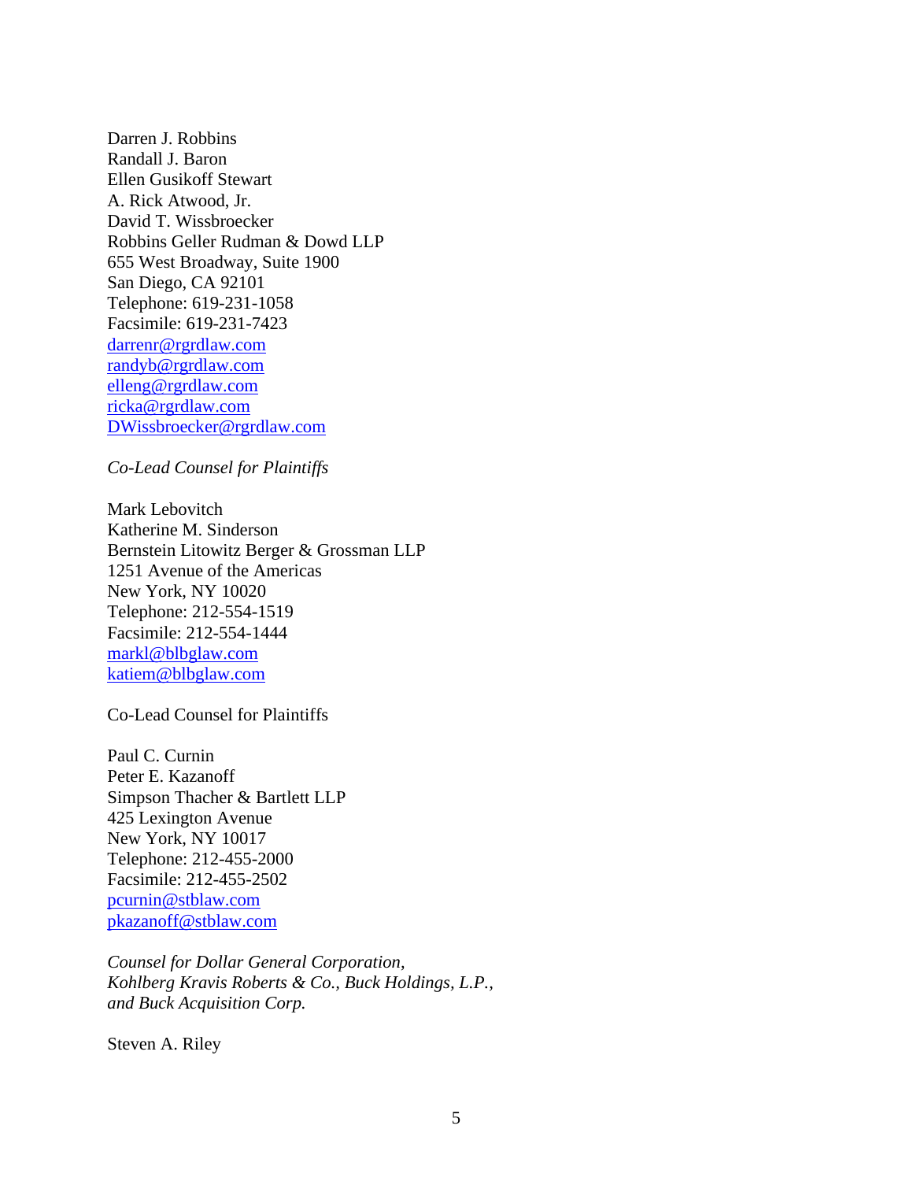Darren J. Robbins
Randall J. Baron
Ellen Gusikoff Stewart
A. Rick Atwood, Jr.
David T. Wissbroecker
Robbins Geller Rudman & Dowd LLP
655 West Broadway, Suite 1900
San Diego, CA 92101
Telephone: 619-231-1058
Facsimile: 619-231-7423
darrenr@rgrdlaw.com
randyb@rgrdlaw.com
elleng@rgrdlaw.com
ricka@rgrdlaw.com
DWissbroecker@rgrdlaw.com

*Co-Lead Counsel for Plaintiffs*

Mark Lebovitch
Katherine M. Sinderson
Bernstein Litowitz Berger & Grossman LLP
1251 Avenue of the Americas
New York, NY 10020
Telephone: 212-554-1519
Facsimile: 212-554-1444
markl@blbglaw.com
katiem@blbglaw.com

Co-Lead Counsel for Plaintiffs

Paul C. Curnin
Peter E. Kazanoff
Simpson Thacher & Bartlett LLP
425 Lexington Avenue
New York, NY 10017
Telephone: 212-455-2000
Facsimile: 212-455-2502
pcurnin@stblaw.com
pkazanoff@stblaw.com

*Counsel for Dollar General Corporation, Kohlberg Kravis Roberts & Co., Buck Holdings, L.P., and Buck Acquisition Corp.*

Steven A. Riley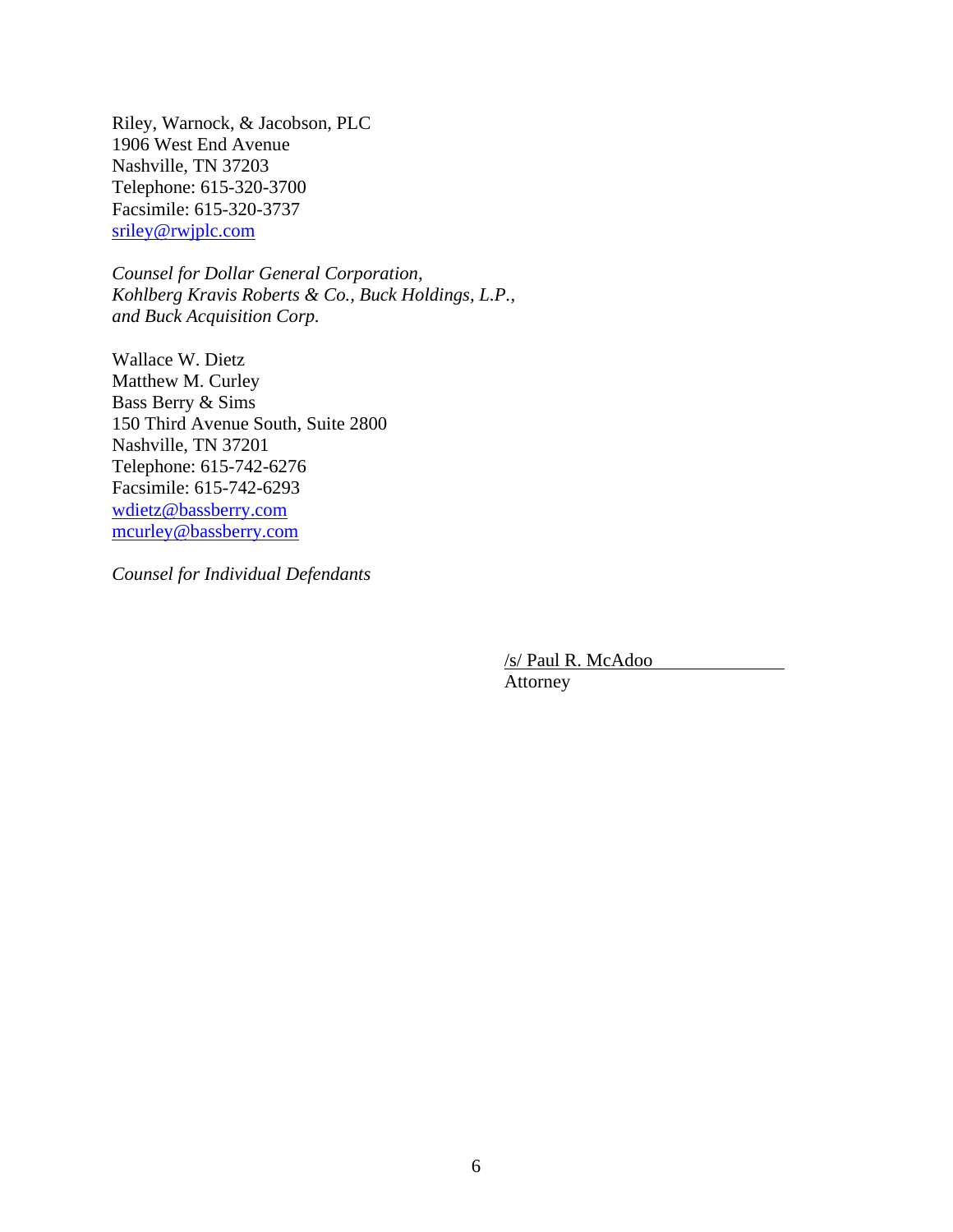Riley, Warnock, & Jacobson, PLC
1906 West End Avenue
Nashville, TN 37203
Telephone: 615-320-3700
Facsimile: 615-320-3737
sriley@rwjplc.com

*Counsel for Dollar General Corporation, Kohlberg Kravis Roberts & Co., Buck Holdings, L.P., and Buck Acquisition Corp.*

Wallace W. Dietz
Matthew M. Curley
Bass Berry & Sims
150 Third Avenue South, Suite 2800
Nashville, TN 37201
Telephone: 615-742-6276
Facsimile: 615-742-6293
wdietz@bassberry.com
mcurley@bassberry.com

*Counsel for Individual Defendants*

/s/ Paul R. McAdoo
Attorney